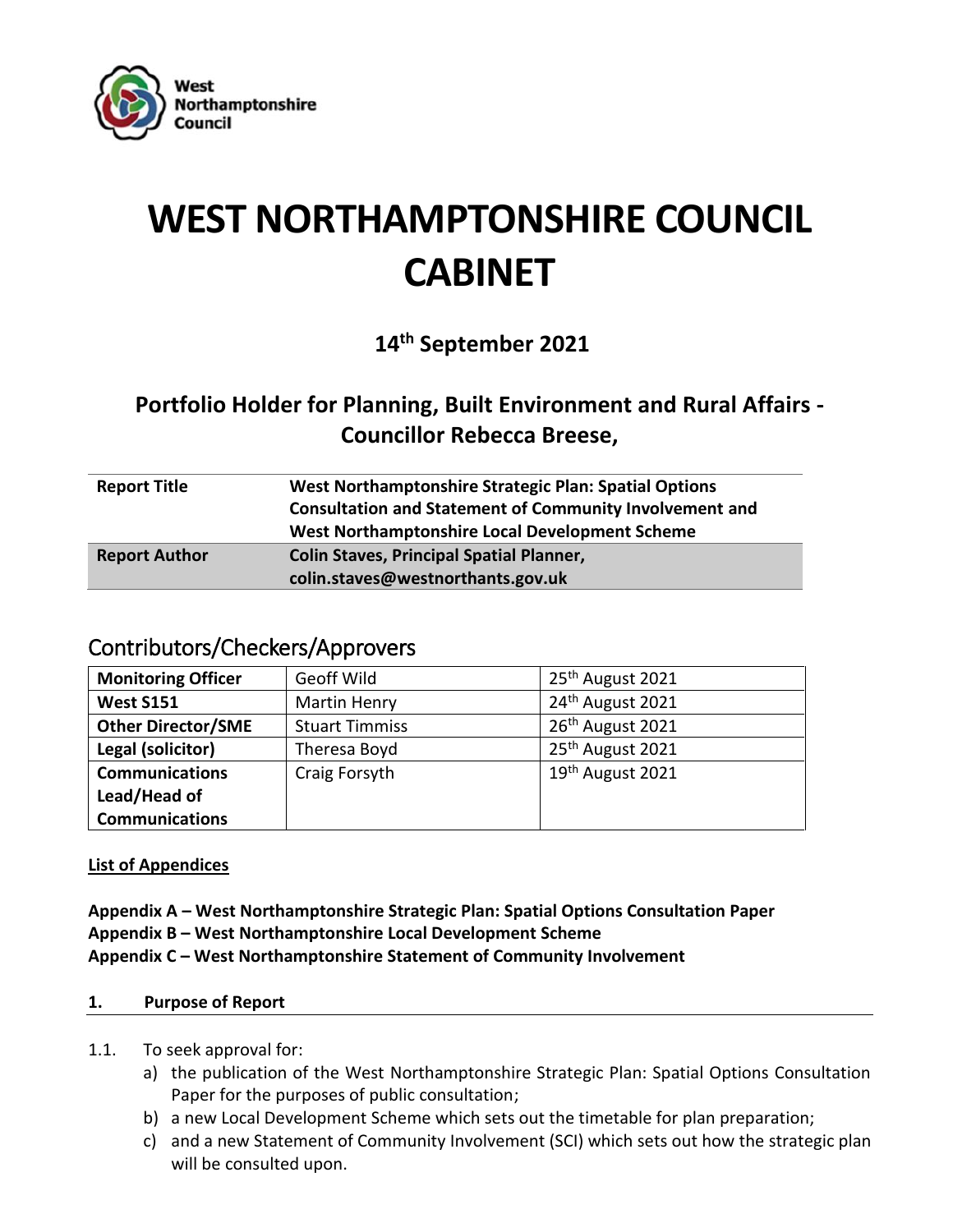# WEST NORTHAMPTONSHIRE COUNCIL CABINET

## 14th September 2021

## Portfolio Holder for Planning, Built Environment and Rural Affairs - Councillor Rebecca Breese,

| | |
|---|---|
| **Report Title** | **West Northamptonshire Strategic Plan: Spatial Options Consultation and Statement of Community Involvement and West Northamptonshire Local Development Scheme** |
| **Report Author** | **Colin Staves, Principal Spatial Planner, colin.staves@westnorthants.gov.uk** |

## Contributors/Checkers/Approvers

| | | |
|---|---|---|
| **Monitoring Officer** | Geoff Wild | 25th August 2021 |
| **West S151** | Martin Henry | 24th August 2021 |
| **Other Director/SME** | Stuart Timmiss | 26th August 2021 |
| **Legal (solicitor)** | Theresa Boyd | 25th August 2021 |
| **Communications Lead/Head of Communications** | Craig Forsyth | 19th August 2021 |

**List of Appendices**

**Appendix A – West Northamptonshire Strategic Plan: Spatial Options Consultation Paper**
**Appendix B – West Northamptonshire Local Development Scheme**
**Appendix C – West Northamptonshire Statement of Community Involvement**

### 1. Purpose of Report

1.1. To seek approval for:

a) the publication of the West Northamptonshire Strategic Plan: Spatial Options Consultation Paper for the purposes of public consultation;

b) a new Local Development Scheme which sets out the timetable for plan preparation;

c) and a new Statement of Community Involvement (SCI) which sets out how the strategic plan will be consulted upon.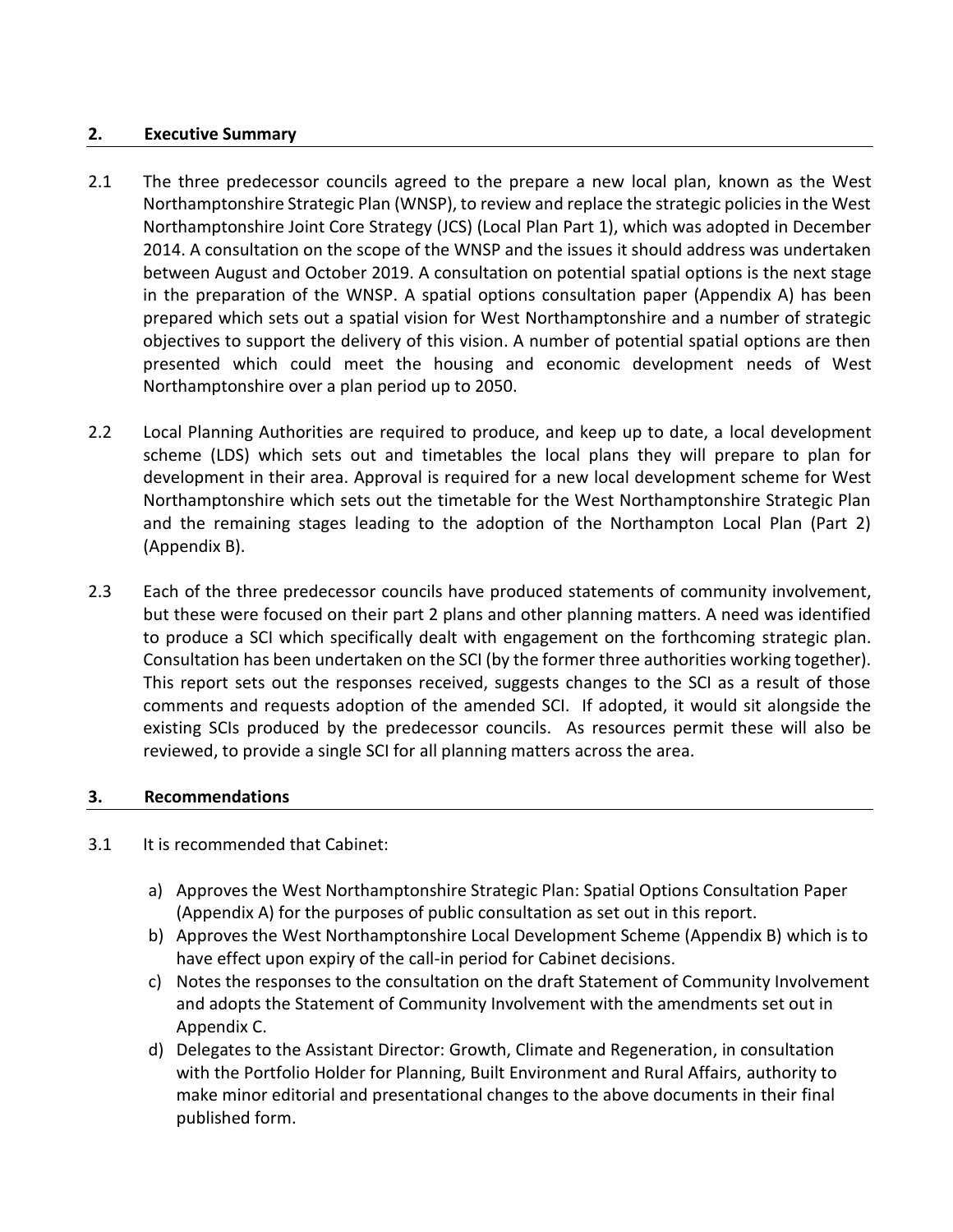## 2. Executive Summary

2.1 The three predecessor councils agreed to the prepare a new local plan, known as the West Northamptonshire Strategic Plan (WNSP), to review and replace the strategic policies in the West Northamptonshire Joint Core Strategy (JCS) (Local Plan Part 1), which was adopted in December 2014. A consultation on the scope of the WNSP and the issues it should address was undertaken between August and October 2019. A consultation on potential spatial options is the next stage in the preparation of the WNSP. A spatial options consultation paper (Appendix A) has been prepared which sets out a spatial vision for West Northamptonshire and a number of strategic objectives to support the delivery of this vision. A number of potential spatial options are then presented which could meet the housing and economic development needs of West Northamptonshire over a plan period up to 2050.

2.2 Local Planning Authorities are required to produce, and keep up to date, a local development scheme (LDS) which sets out and timetables the local plans they will prepare to plan for development in their area. Approval is required for a new local development scheme for West Northamptonshire which sets out the timetable for the West Northamptonshire Strategic Plan and the remaining stages leading to the adoption of the Northampton Local Plan (Part 2) (Appendix B).

2.3 Each of the three predecessor councils have produced statements of community involvement, but these were focused on their part 2 plans and other planning matters. A need was identified to produce a SCI which specifically dealt with engagement on the forthcoming strategic plan. Consultation has been undertaken on the SCI (by the former three authorities working together). This report sets out the responses received, suggests changes to the SCI as a result of those comments and requests adoption of the amended SCI. If adopted, it would sit alongside the existing SCIs produced by the predecessor councils. As resources permit these will also be reviewed, to provide a single SCI for all planning matters across the area.

## 3. Recommendations

3.1 It is recommended that Cabinet:

a) Approves the West Northamptonshire Strategic Plan: Spatial Options Consultation Paper (Appendix A) for the purposes of public consultation as set out in this report.
b) Approves the West Northamptonshire Local Development Scheme (Appendix B) which is to have effect upon expiry of the call-in period for Cabinet decisions.
c) Notes the responses to the consultation on the draft Statement of Community Involvement and adopts the Statement of Community Involvement with the amendments set out in Appendix C.
d) Delegates to the Assistant Director: Growth, Climate and Regeneration, in consultation with the Portfolio Holder for Planning, Built Environment and Rural Affairs, authority to make minor editorial and presentational changes to the above documents in their final published form.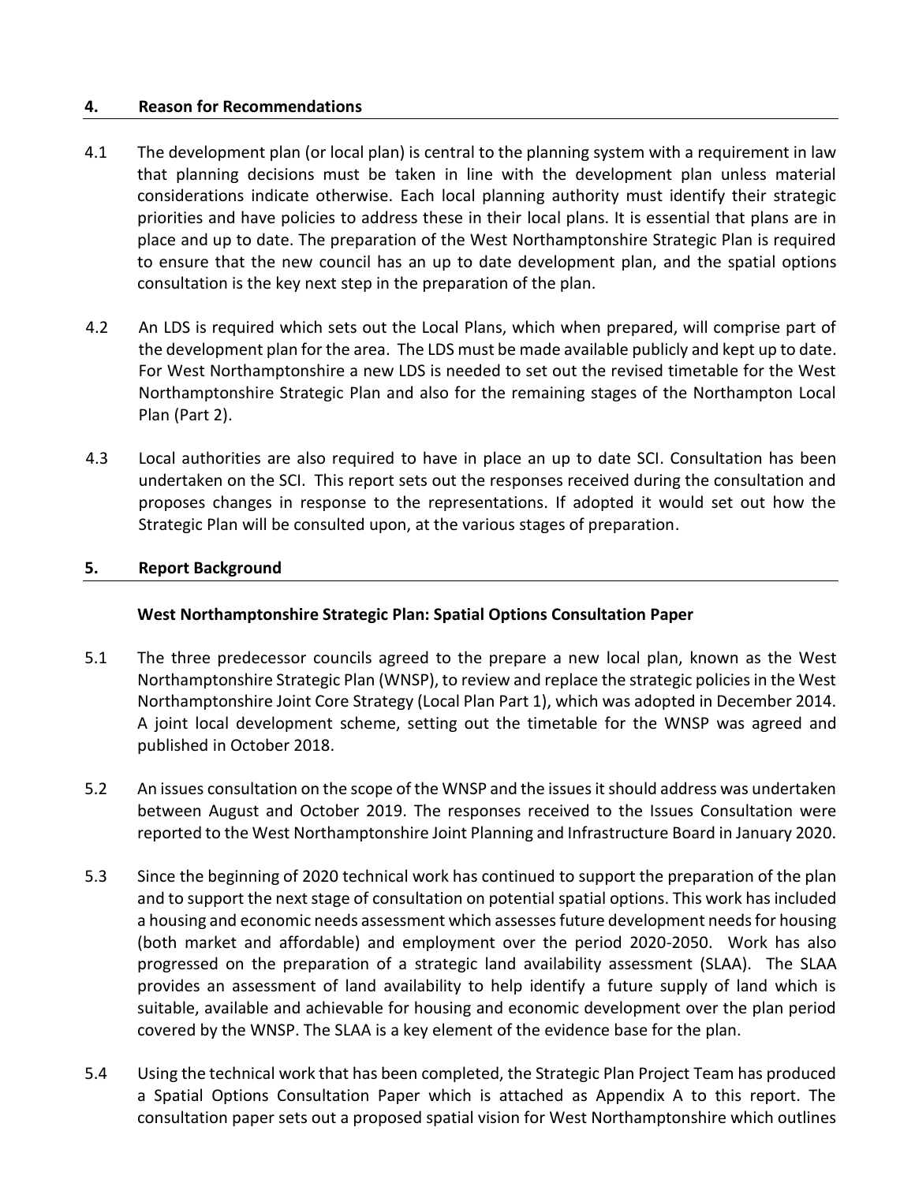## 4. Reason for Recommendations

4.1 The development plan (or local plan) is central to the planning system with a requirement in law that planning decisions must be taken in line with the development plan unless material considerations indicate otherwise. Each local planning authority must identify their strategic priorities and have policies to address these in their local plans. It is essential that plans are in place and up to date. The preparation of the West Northamptonshire Strategic Plan is required to ensure that the new council has an up to date development plan, and the spatial options consultation is the key next step in the preparation of the plan.

4.2 An LDS is required which sets out the Local Plans, which when prepared, will comprise part of the development plan for the area. The LDS must be made available publicly and kept up to date. For West Northamptonshire a new LDS is needed to set out the revised timetable for the West Northamptonshire Strategic Plan and also for the remaining stages of the Northampton Local Plan (Part 2).

4.3 Local authorities are also required to have in place an up to date SCI. Consultation has been undertaken on the SCI. This report sets out the responses received during the consultation and proposes changes in response to the representations. If adopted it would set out how the Strategic Plan will be consulted upon, at the various stages of preparation.

## 5. Report Background

### West Northamptonshire Strategic Plan: Spatial Options Consultation Paper

5.1 The three predecessor councils agreed to the prepare a new local plan, known as the West Northamptonshire Strategic Plan (WNSP), to review and replace the strategic policies in the West Northamptonshire Joint Core Strategy (Local Plan Part 1), which was adopted in December 2014. A joint local development scheme, setting out the timetable for the WNSP was agreed and published in October 2018.

5.2 An issues consultation on the scope of the WNSP and the issues it should address was undertaken between August and October 2019. The responses received to the Issues Consultation were reported to the West Northamptonshire Joint Planning and Infrastructure Board in January 2020.

5.3 Since the beginning of 2020 technical work has continued to support the preparation of the plan and to support the next stage of consultation on potential spatial options. This work has included a housing and economic needs assessment which assesses future development needs for housing (both market and affordable) and employment over the period 2020-2050. Work has also progressed on the preparation of a strategic land availability assessment (SLAA). The SLAA provides an assessment of land availability to help identify a future supply of land which is suitable, available and achievable for housing and economic development over the plan period covered by the WNSP. The SLAA is a key element of the evidence base for the plan.

5.4 Using the technical work that has been completed, the Strategic Plan Project Team has produced a Spatial Options Consultation Paper which is attached as Appendix A to this report. The consultation paper sets out a proposed spatial vision for West Northamptonshire which outlines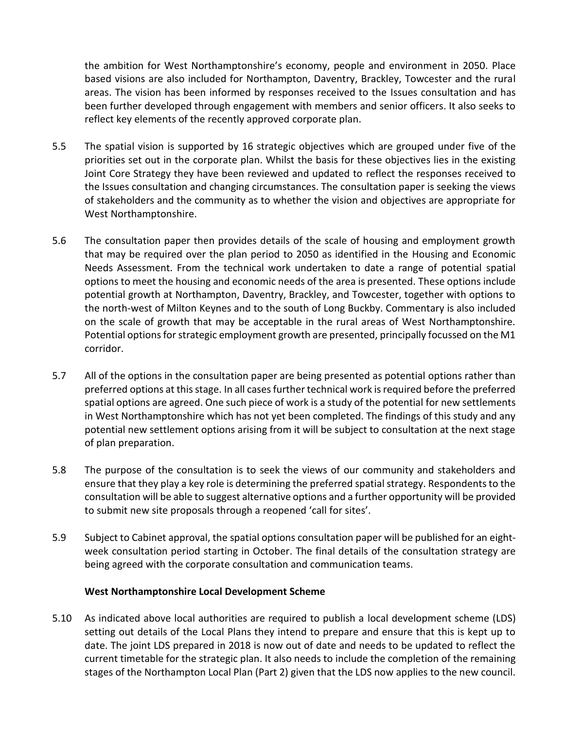the ambition for West Northamptonshire's economy, people and environment in 2050. Place based visions are also included for Northampton, Daventry, Brackley, Towcester and the rural areas. The vision has been informed by responses received to the Issues consultation and has been further developed through engagement with members and senior officers. It also seeks to reflect key elements of the recently approved corporate plan.

5.5 The spatial vision is supported by 16 strategic objectives which are grouped under five of the priorities set out in the corporate plan. Whilst the basis for these objectives lies in the existing Joint Core Strategy they have been reviewed and updated to reflect the responses received to the Issues consultation and changing circumstances. The consultation paper is seeking the views of stakeholders and the community as to whether the vision and objectives are appropriate for West Northamptonshire.

5.6 The consultation paper then provides details of the scale of housing and employment growth that may be required over the plan period to 2050 as identified in the Housing and Economic Needs Assessment. From the technical work undertaken to date a range of potential spatial options to meet the housing and economic needs of the area is presented. These options include potential growth at Northampton, Daventry, Brackley, and Towcester, together with options to the north-west of Milton Keynes and to the south of Long Buckby. Commentary is also included on the scale of growth that may be acceptable in the rural areas of West Northamptonshire. Potential options for strategic employment growth are presented, principally focussed on the M1 corridor.

5.7 All of the options in the consultation paper are being presented as potential options rather than preferred options at this stage. In all cases further technical work is required before the preferred spatial options are agreed. One such piece of work is a study of the potential for new settlements in West Northamptonshire which has not yet been completed. The findings of this study and any potential new settlement options arising from it will be subject to consultation at the next stage of plan preparation.

5.8 The purpose of the consultation is to seek the views of our community and stakeholders and ensure that they play a key role is determining the preferred spatial strategy. Respondents to the consultation will be able to suggest alternative options and a further opportunity will be provided to submit new site proposals through a reopened 'call for sites'.

5.9 Subject to Cabinet approval, the spatial options consultation paper will be published for an eight-week consultation period starting in October. The final details of the consultation strategy are being agreed with the corporate consultation and communication teams.

**West Northamptonshire Local Development Scheme**

5.10 As indicated above local authorities are required to publish a local development scheme (LDS) setting out details of the Local Plans they intend to prepare and ensure that this is kept up to date. The joint LDS prepared in 2018 is now out of date and needs to be updated to reflect the current timetable for the strategic plan. It also needs to include the completion of the remaining stages of the Northampton Local Plan (Part 2) given that the LDS now applies to the new council.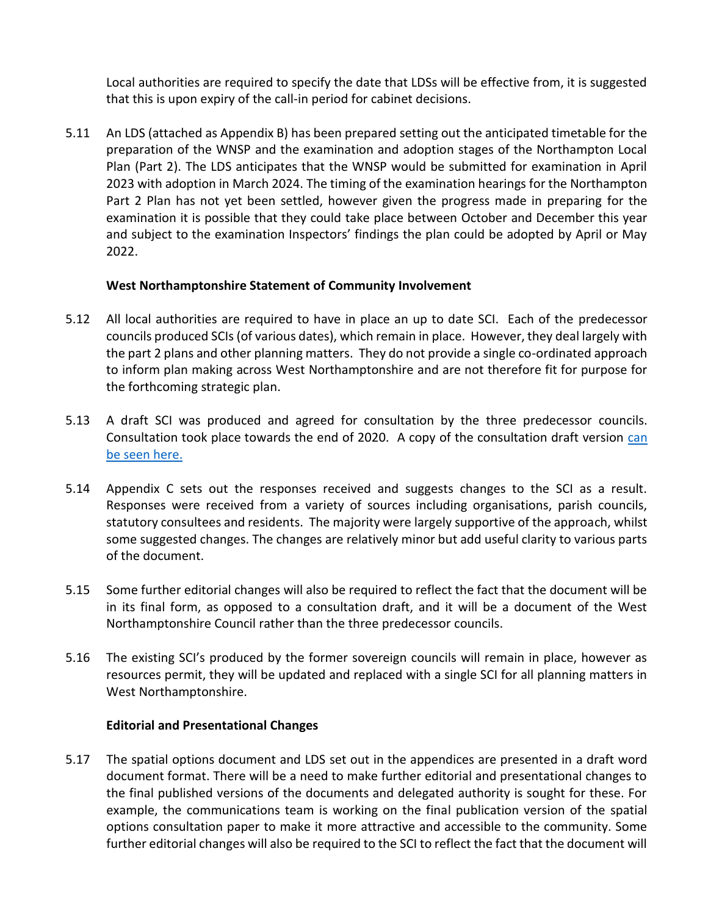Local authorities are required to specify the date that LDSs will be effective from, it is suggested that this is upon expiry of the call-in period for cabinet decisions.

5.11 An LDS (attached as Appendix B) has been prepared setting out the anticipated timetable for the preparation of the WNSP and the examination and adoption stages of the Northampton Local Plan (Part 2). The LDS anticipates that the WNSP would be submitted for examination in April 2023 with adoption in March 2024. The timing of the examination hearings for the Northampton Part 2 Plan has not yet been settled, however given the progress made in preparing for the examination it is possible that they could take place between October and December this year and subject to the examination Inspectors' findings the plan could be adopted by April or May 2022.

**West Northamptonshire Statement of Community Involvement**

5.12 All local authorities are required to have in place an up to date SCI. Each of the predecessor councils produced SCIs (of various dates), which remain in place. However, they deal largely with the part 2 plans and other planning matters. They do not provide a single co-ordinated approach to inform plan making across West Northamptonshire and are not therefore fit for purpose for the forthcoming strategic plan.

5.13 A draft SCI was produced and agreed for consultation by the three predecessor councils. Consultation took place towards the end of 2020. A copy of the consultation draft version can be seen here.

5.14 Appendix C sets out the responses received and suggests changes to the SCI as a result. Responses were received from a variety of sources including organisations, parish councils, statutory consultees and residents. The majority were largely supportive of the approach, whilst some suggested changes. The changes are relatively minor but add useful clarity to various parts of the document.

5.15 Some further editorial changes will also be required to reflect the fact that the document will be in its final form, as opposed to a consultation draft, and it will be a document of the West Northamptonshire Council rather than the three predecessor councils.

5.16 The existing SCI's produced by the former sovereign councils will remain in place, however as resources permit, they will be updated and replaced with a single SCI for all planning matters in West Northamptonshire.

**Editorial and Presentational Changes**

5.17 The spatial options document and LDS set out in the appendices are presented in a draft word document format. There will be a need to make further editorial and presentational changes to the final published versions of the documents and delegated authority is sought for these. For example, the communications team is working on the final publication version of the spatial options consultation paper to make it more attractive and accessible to the community. Some further editorial changes will also be required to the SCI to reflect the fact that the document will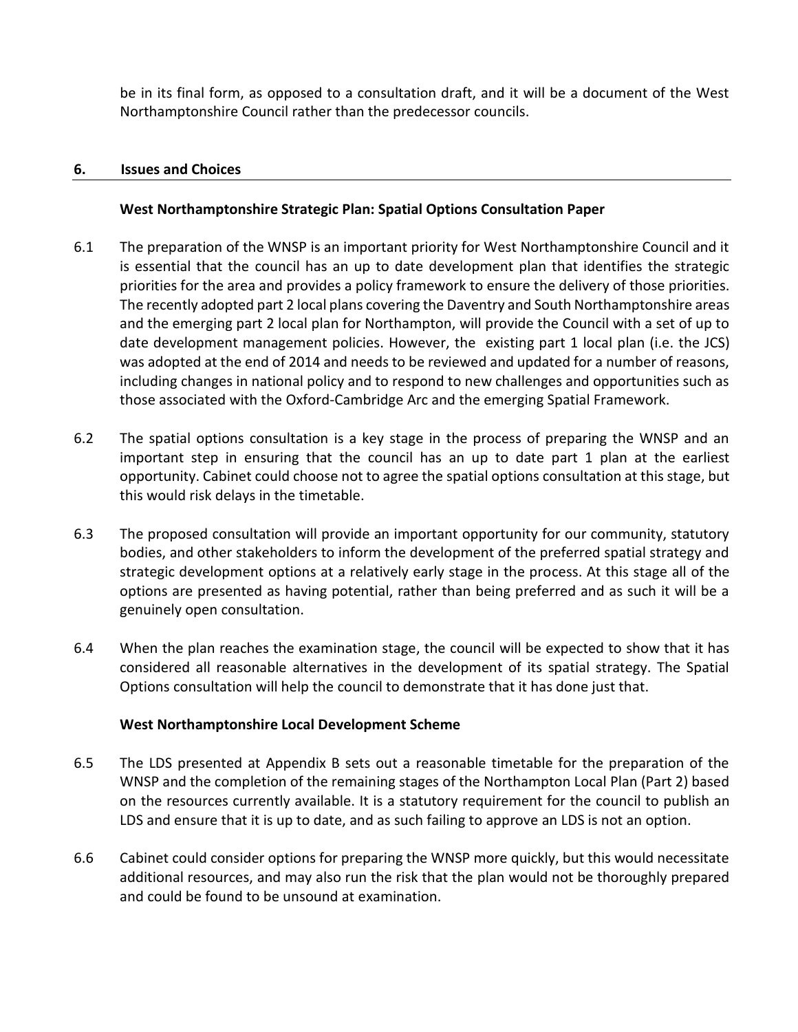be in its final form, as opposed to a consultation draft, and it will be a document of the West Northamptonshire Council rather than the predecessor councils.

## 6. Issues and Choices

**West Northamptonshire Strategic Plan: Spatial Options Consultation Paper**

6.1 The preparation of the WNSP is an important priority for West Northamptonshire Council and it is essential that the council has an up to date development plan that identifies the strategic priorities for the area and provides a policy framework to ensure the delivery of those priorities. The recently adopted part 2 local plans covering the Daventry and South Northamptonshire areas and the emerging part 2 local plan for Northampton, will provide the Council with a set of up to date development management policies. However, the existing part 1 local plan (i.e. the JCS) was adopted at the end of 2014 and needs to be reviewed and updated for a number of reasons, including changes in national policy and to respond to new challenges and opportunities such as those associated with the Oxford-Cambridge Arc and the emerging Spatial Framework.

6.2 The spatial options consultation is a key stage in the process of preparing the WNSP and an important step in ensuring that the council has an up to date part 1 plan at the earliest opportunity. Cabinet could choose not to agree the spatial options consultation at this stage, but this would risk delays in the timetable.

6.3 The proposed consultation will provide an important opportunity for our community, statutory bodies, and other stakeholders to inform the development of the preferred spatial strategy and strategic development options at a relatively early stage in the process. At this stage all of the options are presented as having potential, rather than being preferred and as such it will be a genuinely open consultation.

6.4 When the plan reaches the examination stage, the council will be expected to show that it has considered all reasonable alternatives in the development of its spatial strategy. The Spatial Options consultation will help the council to demonstrate that it has done just that.

**West Northamptonshire Local Development Scheme**

6.5 The LDS presented at Appendix B sets out a reasonable timetable for the preparation of the WNSP and the completion of the remaining stages of the Northampton Local Plan (Part 2) based on the resources currently available. It is a statutory requirement for the council to publish an LDS and ensure that it is up to date, and as such failing to approve an LDS is not an option.

6.6 Cabinet could consider options for preparing the WNSP more quickly, but this would necessitate additional resources, and may also run the risk that the plan would not be thoroughly prepared and could be found to be unsound at examination.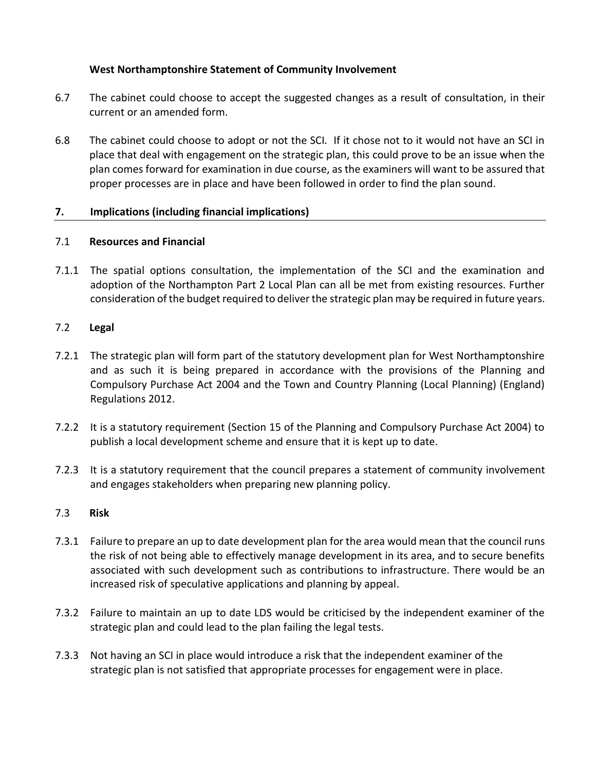**West Northamptonshire Statement of Community Involvement**

6.7 The cabinet could choose to accept the suggested changes as a result of consultation, in their current or an amended form.

6.8 The cabinet could choose to adopt or not the SCI. If it chose not to it would not have an SCI in place that deal with engagement on the strategic plan, this could prove to be an issue when the plan comes forward for examination in due course, as the examiners will want to be assured that proper processes are in place and have been followed in order to find the plan sound.

## 7. Implications (including financial implications)

### 7.1 Resources and Financial

7.1.1 The spatial options consultation, the implementation of the SCI and the examination and adoption of the Northampton Part 2 Local Plan can all be met from existing resources. Further consideration of the budget required to deliver the strategic plan may be required in future years.

### 7.2 Legal

7.2.1 The strategic plan will form part of the statutory development plan for West Northamptonshire and as such it is being prepared in accordance with the provisions of the Planning and Compulsory Purchase Act 2004 and the Town and Country Planning (Local Planning) (England) Regulations 2012.

7.2.2 It is a statutory requirement (Section 15 of the Planning and Compulsory Purchase Act 2004) to publish a local development scheme and ensure that it is kept up to date.

7.2.3 It is a statutory requirement that the council prepares a statement of community involvement and engages stakeholders when preparing new planning policy.

### 7.3 Risk

7.3.1 Failure to prepare an up to date development plan for the area would mean that the council runs the risk of not being able to effectively manage development in its area, and to secure benefits associated with such development such as contributions to infrastructure. There would be an increased risk of speculative applications and planning by appeal.

7.3.2 Failure to maintain an up to date LDS would be criticised by the independent examiner of the strategic plan and could lead to the plan failing the legal tests.

7.3.3 Not having an SCI in place would introduce a risk that the independent examiner of the strategic plan is not satisfied that appropriate processes for engagement were in place.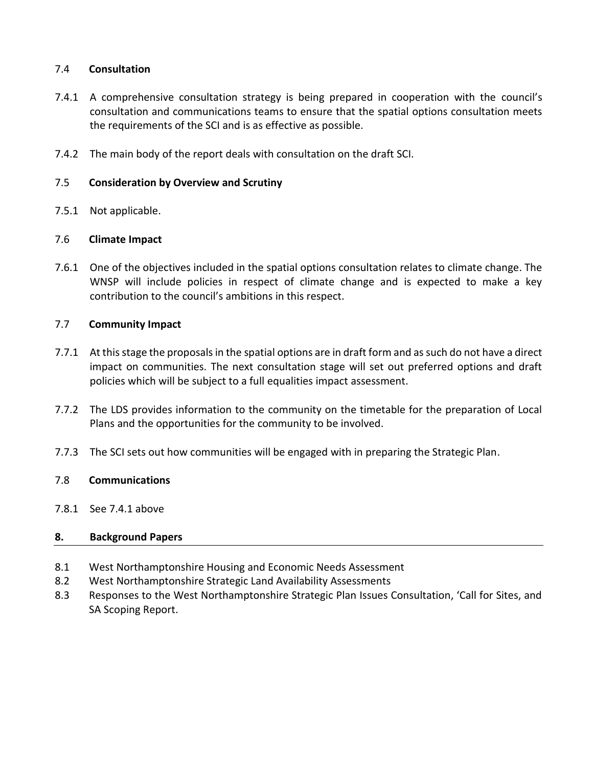### 7.4 Consultation

7.4.1 A comprehensive consultation strategy is being prepared in cooperation with the council's consultation and communications teams to ensure that the spatial options consultation meets the requirements of the SCI and is as effective as possible.

7.4.2 The main body of the report deals with consultation on the draft SCI.

### 7.5 Consideration by Overview and Scrutiny

7.5.1 Not applicable.

### 7.6 Climate Impact

7.6.1 One of the objectives included in the spatial options consultation relates to climate change. The WNSP will include policies in respect of climate change and is expected to make a key contribution to the council's ambitions in this respect.

### 7.7 Community Impact

7.7.1 At this stage the proposals in the spatial options are in draft form and as such do not have a direct impact on communities. The next consultation stage will set out preferred options and draft policies which will be subject to a full equalities impact assessment.

7.7.2 The LDS provides information to the community on the timetable for the preparation of Local Plans and the opportunities for the community to be involved.

7.7.3 The SCI sets out how communities will be engaged with in preparing the Strategic Plan.

### 7.8 Communications

7.8.1 See 7.4.1 above

## 8. Background Papers

8.1 West Northamptonshire Housing and Economic Needs Assessment

8.2 West Northamptonshire Strategic Land Availability Assessments

8.3 Responses to the West Northamptonshire Strategic Plan Issues Consultation, 'Call for Sites, and SA Scoping Report.